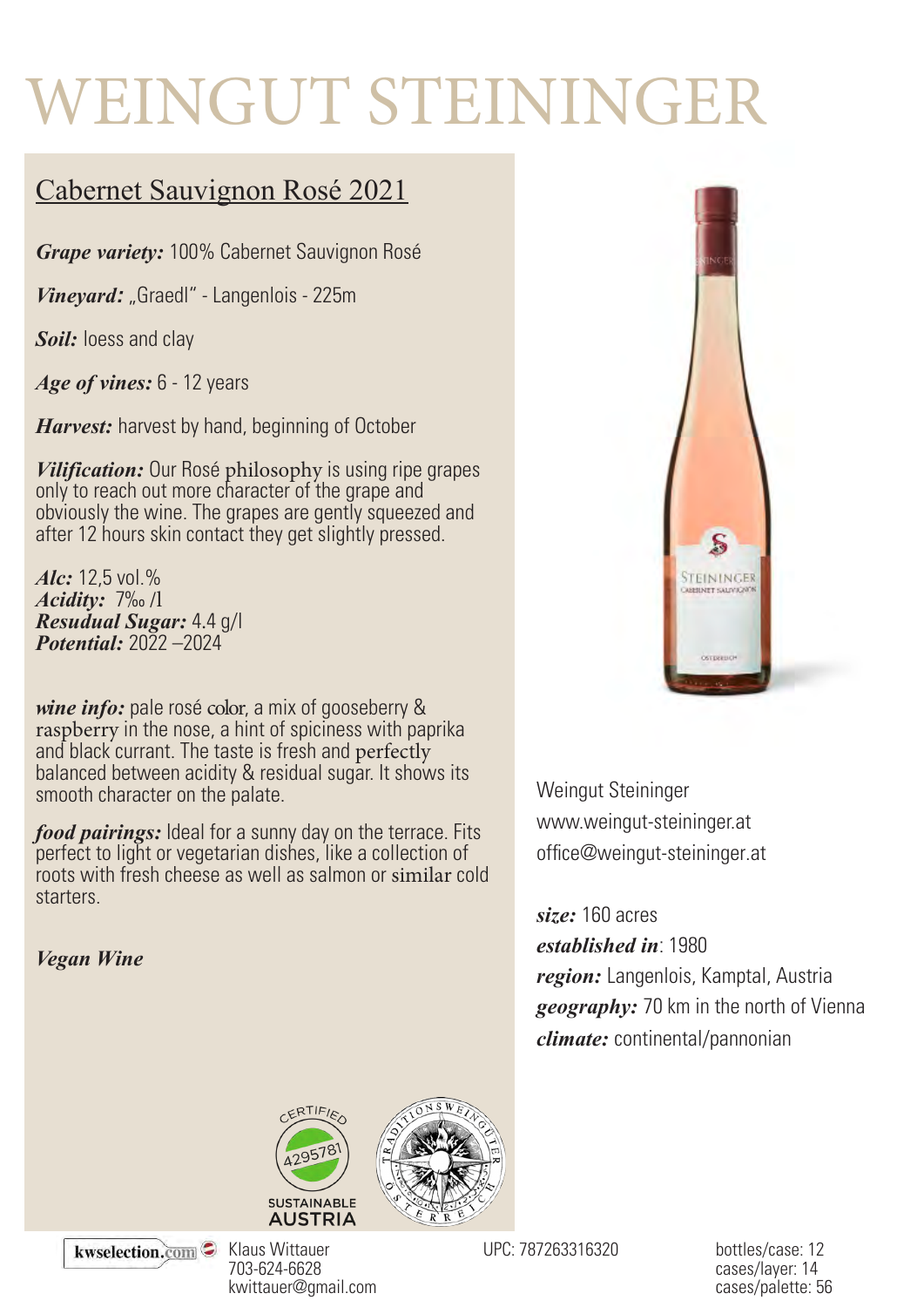# WEINGUT STEININGER

## Cabernet Sauvignon Rosé 2021

***Grape variety:*** 100% Cabernet Sauvignon Rosé

***Vineyard:*** „Graedl" - Langenlois - 225m

***Soil:*** loess and clay

***Age of vines:*** 6 - 12 years

***Harvest:*** harvest by hand, beginning of October

***Vilification:*** Our Rosé philosophy is using ripe grapes only to reach out more character of the grape and obviously the wine. The grapes are gently squeezed and after 12 hours skin contact they get slightly pressed.

***Alc:*** 12,5 vol.%
***Acidity:*** 7‰ /l
***Resudual Sugar:*** 4.4 g/l
***Potential:*** 2022 –2024

***wine info:*** pale rosé color, a mix of gooseberry & raspberry in the nose, a hint of spiciness with paprika and black currant. The taste is fresh and perfectly balanced between acidity & residual sugar. It shows its smooth character on the palate.

***food pairings:*** Ideal for a sunny day on the terrace. Fits perfect to light or vegetarian dishes, like a collection of roots with fresh cheese as well as salmon or similar cold starters.

***Vegan Wine***

Weingut Steininger
www.weingut-steininger.at
office@weingut-steininger.at

***size:*** 160 acres
***established in***: 1980
***region:*** Langenlois, Kamptal, Austria
***geography:*** 70 km in the north of Vienna
***climate:*** continental/pannonian

CERTIFIED 4295781 SUSTAINABLE AUSTRIA

TRADITIONSWEINGÜTER ÖSTERREICH

kwselection.com

Klaus Wittauer
703-624-6628
kwittauer@gmail.com

UPC: 787263316320

bottles/case: 12
cases/layer: 14
cases/palette: 56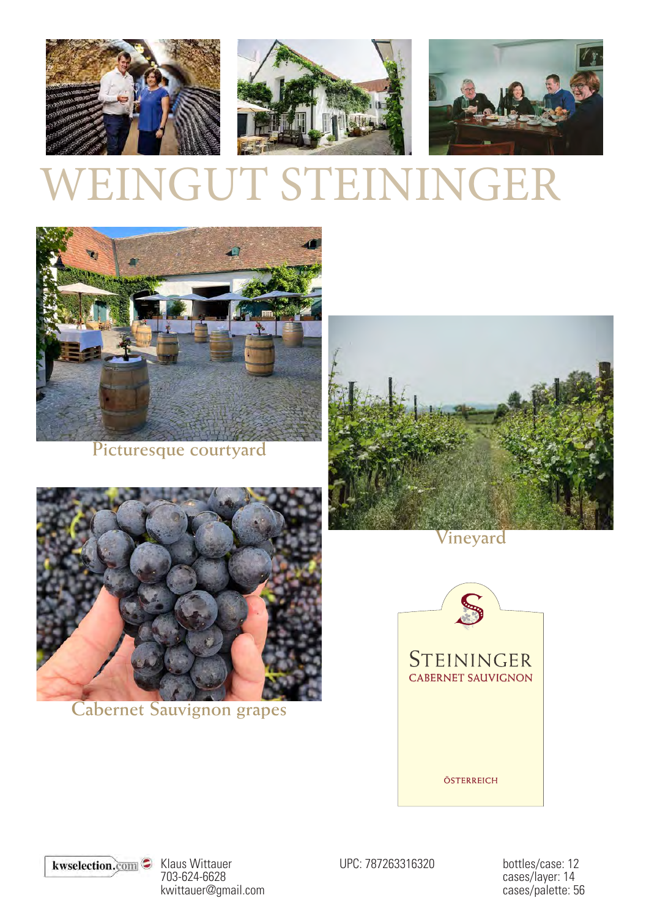# WEINGUT STEININGER

Picturesque courtyard

Vineyard

Cabernet Sauvignon grapes

STEININGER
CABERNET SAUVIGNON

ÖSTERREICH

kwselection.com

Klaus Wittauer
703-624-6628
kwittauer@gmail.com

UPC: 787263316320

bottles/case: 12
cases/layer: 14
cases/palette: 56